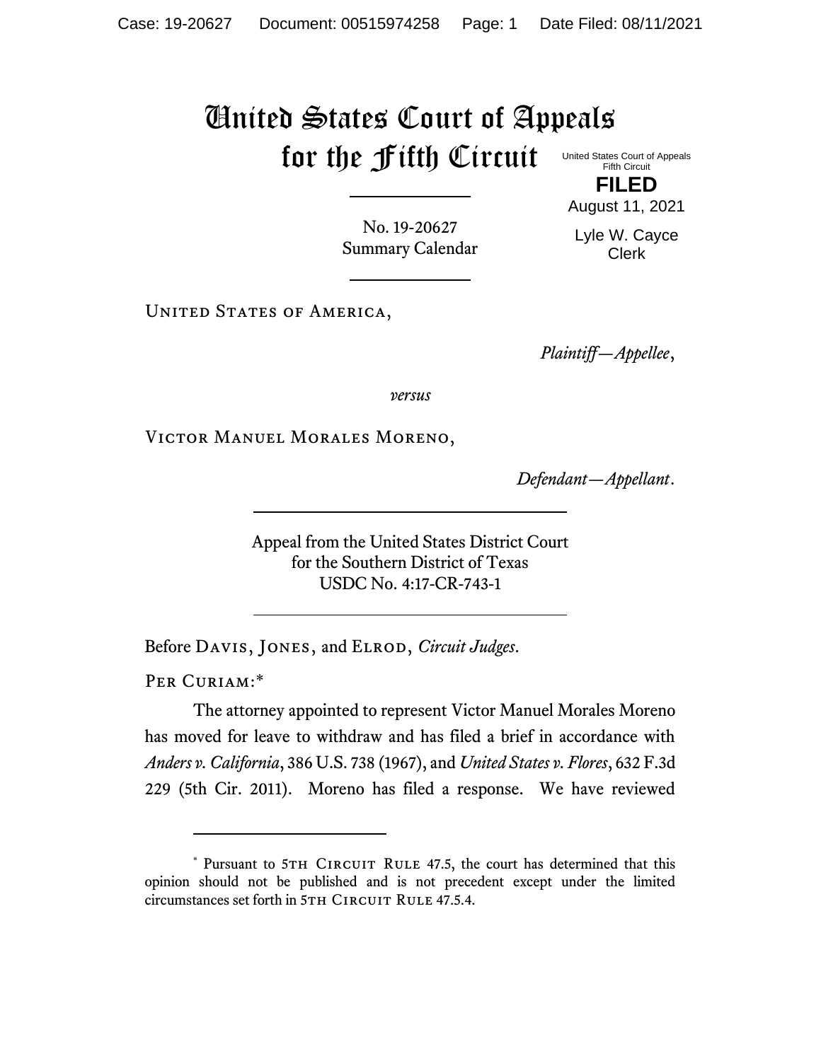# United States Court of Appeals for the Fifth Circuit

United States Court of Appeals
Fifth Circuit

**FILED**

August 11, 2021

Lyle W. Cayce
Clerk

No. 19-20627
Summary Calendar

---

United States of America,

*Plaintiff—Appellee*,

*versus*

Victor Manuel Morales Moreno,

*Defendant—Appellant*.

---

Appeal from the United States District Court
for the Southern District of Texas
USDC No. 4:17-CR-743-1

---

Before Davis, Jones, and Elrod, *Circuit Judges*.

Per Curiam:*

The attorney appointed to represent Victor Manuel Morales Moreno has moved for leave to withdraw and has filed a brief in accordance with *Anders v. California*, 386 U.S. 738 (1967), and *United States v. Flores*, 632 F.3d 229 (5th Cir. 2011). Moreno has filed a response. We have reviewed

---

* Pursuant to 5th Circuit Rule 47.5, the court has determined that this opinion should not be published and is not precedent except under the limited circumstances set forth in 5th Circuit Rule 47.5.4.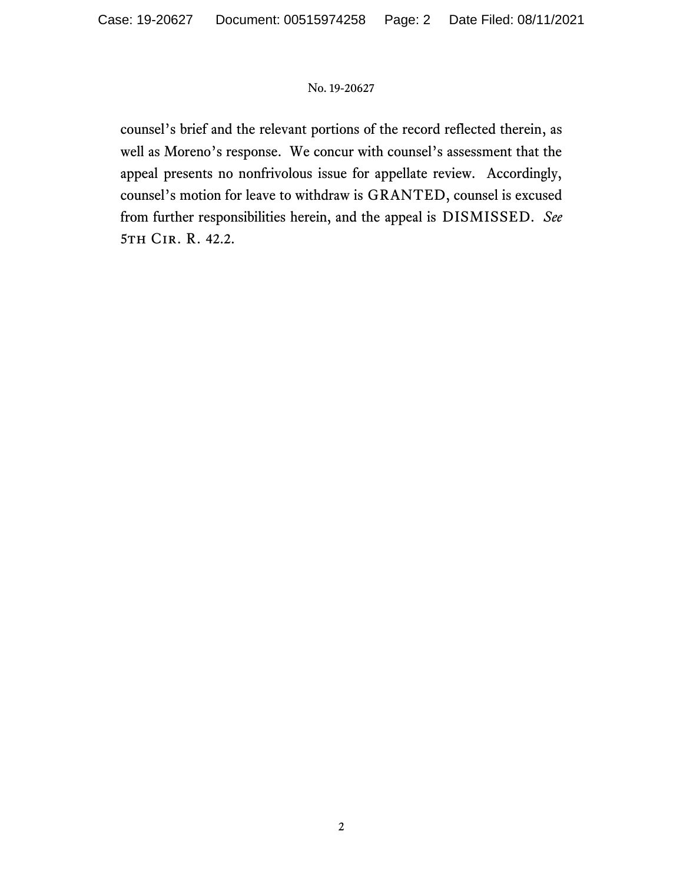counsel's brief and the relevant portions of the record reflected therein, as well as Moreno's response. We concur with counsel's assessment that the appeal presents no nonfrivolous issue for appellate review. Accordingly, counsel's motion for leave to withdraw is GRANTED, counsel is excused from further responsibilities herein, and the appeal is DISMISSED. *See* 5th Cir. R. 42.2.